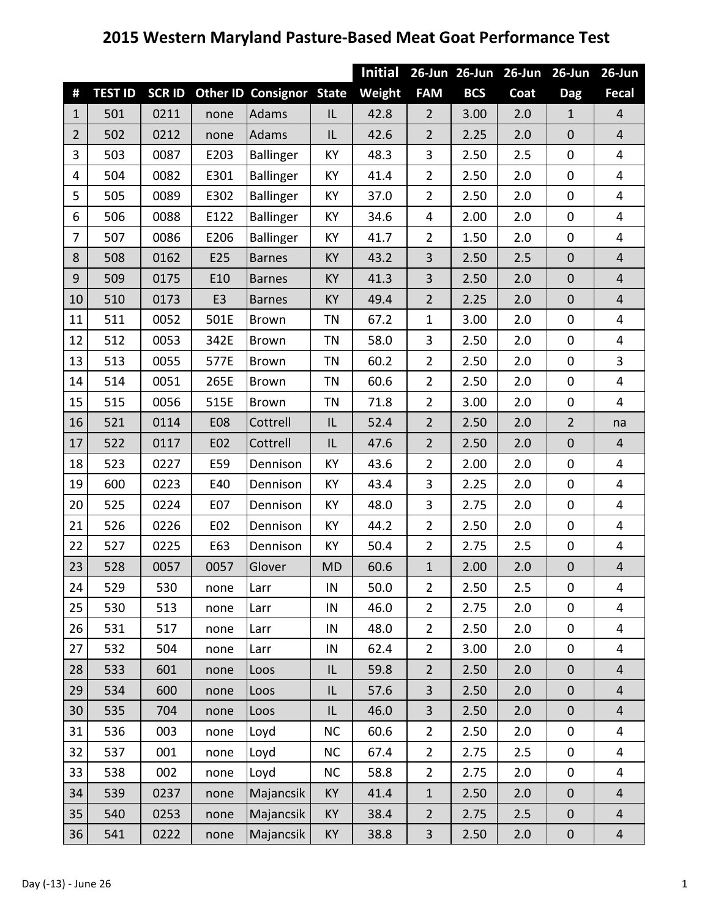# 2015 Western Maryland Pasture-Based Meat Goat Performance Test

| | | | | | | Initial | 26-Jun | 26-Jun | 26-Jun | 26-Jun | 26-Jun |
|---|---|---|---|---|---|---|---|---|---|---|---|
| # | TEST ID | SCR ID | Other ID | Consignor | State | Weight | FAM | BCS | Coat | Dag | Fecal |
| 1 | 501 | 0211 | none | Adams | IL | 42.8 | 2 | 3.00 | 2.0 | 1 | 4 |
| 2 | 502 | 0212 | none | Adams | IL | 42.6 | 2 | 2.25 | 2.0 | 0 | 4 |
| 3 | 503 | 0087 | E203 | Ballinger | KY | 48.3 | 3 | 2.50 | 2.5 | 0 | 4 |
| 4 | 504 | 0082 | E301 | Ballinger | KY | 41.4 | 2 | 2.50 | 2.0 | 0 | 4 |
| 5 | 505 | 0089 | E302 | Ballinger | KY | 37.0 | 2 | 2.50 | 2.0 | 0 | 4 |
| 6 | 506 | 0088 | E122 | Ballinger | KY | 34.6 | 4 | 2.00 | 2.0 | 0 | 4 |
| 7 | 507 | 0086 | E206 | Ballinger | KY | 41.7 | 2 | 1.50 | 2.0 | 0 | 4 |
| 8 | 508 | 0162 | E25 | Barnes | KY | 43.2 | 3 | 2.50 | 2.5 | 0 | 4 |
| 9 | 509 | 0175 | E10 | Barnes | KY | 41.3 | 3 | 2.50 | 2.0 | 0 | 4 |
| 10 | 510 | 0173 | E3 | Barnes | KY | 49.4 | 2 | 2.25 | 2.0 | 0 | 4 |
| 11 | 511 | 0052 | 501E | Brown | TN | 67.2 | 1 | 3.00 | 2.0 | 0 | 4 |
| 12 | 512 | 0053 | 342E | Brown | TN | 58.0 | 3 | 2.50 | 2.0 | 0 | 4 |
| 13 | 513 | 0055 | 577E | Brown | TN | 60.2 | 2 | 2.50 | 2.0 | 0 | 3 |
| 14 | 514 | 0051 | 265E | Brown | TN | 60.6 | 2 | 2.50 | 2.0 | 0 | 4 |
| 15 | 515 | 0056 | 515E | Brown | TN | 71.8 | 2 | 3.00 | 2.0 | 0 | 4 |
| 16 | 521 | 0114 | E08 | Cottrell | IL | 52.4 | 2 | 2.50 | 2.0 | 2 | na |
| 17 | 522 | 0117 | E02 | Cottrell | IL | 47.6 | 2 | 2.50 | 2.0 | 0 | 4 |
| 18 | 523 | 0227 | E59 | Dennison | KY | 43.6 | 2 | 2.00 | 2.0 | 0 | 4 |
| 19 | 600 | 0223 | E40 | Dennison | KY | 43.4 | 3 | 2.25 | 2.0 | 0 | 4 |
| 20 | 525 | 0224 | E07 | Dennison | KY | 48.0 | 3 | 2.75 | 2.0 | 0 | 4 |
| 21 | 526 | 0226 | E02 | Dennison | KY | 44.2 | 2 | 2.50 | 2.0 | 0 | 4 |
| 22 | 527 | 0225 | E63 | Dennison | KY | 50.4 | 2 | 2.75 | 2.5 | 0 | 4 |
| 23 | 528 | 0057 | 0057 | Glover | MD | 60.6 | 1 | 2.00 | 2.0 | 0 | 4 |
| 24 | 529 | 530 | none | Larr | IN | 50.0 | 2 | 2.50 | 2.5 | 0 | 4 |
| 25 | 530 | 513 | none | Larr | IN | 46.0 | 2 | 2.75 | 2.0 | 0 | 4 |
| 26 | 531 | 517 | none | Larr | IN | 48.0 | 2 | 2.50 | 2.0 | 0 | 4 |
| 27 | 532 | 504 | none | Larr | IN | 62.4 | 2 | 3.00 | 2.0 | 0 | 4 |
| 28 | 533 | 601 | none | Loos | IL | 59.8 | 2 | 2.50 | 2.0 | 0 | 4 |
| 29 | 534 | 600 | none | Loos | IL | 57.6 | 3 | 2.50 | 2.0 | 0 | 4 |
| 30 | 535 | 704 | none | Loos | IL | 46.0 | 3 | 2.50 | 2.0 | 0 | 4 |
| 31 | 536 | 003 | none | Loyd | NC | 60.6 | 2 | 2.50 | 2.0 | 0 | 4 |
| 32 | 537 | 001 | none | Loyd | NC | 67.4 | 2 | 2.75 | 2.5 | 0 | 4 |
| 33 | 538 | 002 | none | Loyd | NC | 58.8 | 2 | 2.75 | 2.0 | 0 | 4 |
| 34 | 539 | 0237 | none | Majancsik | KY | 41.4 | 1 | 2.50 | 2.0 | 0 | 4 |
| 35 | 540 | 0253 | none | Majancsik | KY | 38.4 | 2 | 2.75 | 2.5 | 0 | 4 |
| 36 | 541 | 0222 | none | Majancsik | KY | 38.8 | 3 | 2.50 | 2.0 | 0 | 4 |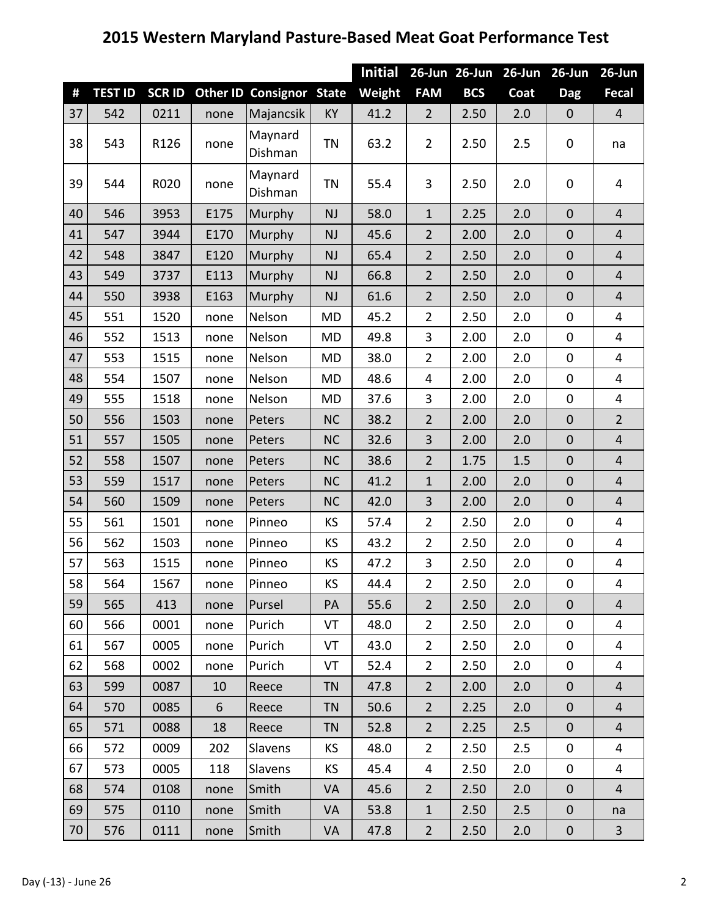# 2015 Western Maryland Pasture-Based Meat Goat Performance Test

| # | TEST ID | SCR ID | Other ID | Consignor | State | Initial Weight | 26-Jun FAM | 26-Jun BCS | 26-Jun Coat | 26-Jun Dag | 26-Jun Fecal |
|---|---|---|---|---|---|---|---|---|---|---|---|
| 37 | 542 | 0211 | none | Majancsik | KY | 41.2 | 2 | 2.50 | 2.0 | 0 | 4 |
| 38 | 543 | R126 | none | Maynard Dishman | TN | 63.2 | 2 | 2.50 | 2.5 | 0 | na |
| 39 | 544 | R020 | none | Maynard Dishman | TN | 55.4 | 3 | 2.50 | 2.0 | 0 | 4 |
| 40 | 546 | 3953 | E175 | Murphy | NJ | 58.0 | 1 | 2.25 | 2.0 | 0 | 4 |
| 41 | 547 | 3944 | E170 | Murphy | NJ | 45.6 | 2 | 2.00 | 2.0 | 0 | 4 |
| 42 | 548 | 3847 | E120 | Murphy | NJ | 65.4 | 2 | 2.50 | 2.0 | 0 | 4 |
| 43 | 549 | 3737 | E113 | Murphy | NJ | 66.8 | 2 | 2.50 | 2.0 | 0 | 4 |
| 44 | 550 | 3938 | E163 | Murphy | NJ | 61.6 | 2 | 2.50 | 2.0 | 0 | 4 |
| 45 | 551 | 1520 | none | Nelson | MD | 45.2 | 2 | 2.50 | 2.0 | 0 | 4 |
| 46 | 552 | 1513 | none | Nelson | MD | 49.8 | 3 | 2.00 | 2.0 | 0 | 4 |
| 47 | 553 | 1515 | none | Nelson | MD | 38.0 | 2 | 2.00 | 2.0 | 0 | 4 |
| 48 | 554 | 1507 | none | Nelson | MD | 48.6 | 4 | 2.00 | 2.0 | 0 | 4 |
| 49 | 555 | 1518 | none | Nelson | MD | 37.6 | 3 | 2.00 | 2.0 | 0 | 4 |
| 50 | 556 | 1503 | none | Peters | NC | 38.2 | 2 | 2.00 | 2.0 | 0 | 2 |
| 51 | 557 | 1505 | none | Peters | NC | 32.6 | 3 | 2.00 | 2.0 | 0 | 4 |
| 52 | 558 | 1507 | none | Peters | NC | 38.6 | 2 | 1.75 | 1.5 | 0 | 4 |
| 53 | 559 | 1517 | none | Peters | NC | 41.2 | 1 | 2.00 | 2.0 | 0 | 4 |
| 54 | 560 | 1509 | none | Peters | NC | 42.0 | 3 | 2.00 | 2.0 | 0 | 4 |
| 55 | 561 | 1501 | none | Pinneo | KS | 57.4 | 2 | 2.50 | 2.0 | 0 | 4 |
| 56 | 562 | 1503 | none | Pinneo | KS | 43.2 | 2 | 2.50 | 2.0 | 0 | 4 |
| 57 | 563 | 1515 | none | Pinneo | KS | 47.2 | 3 | 2.50 | 2.0 | 0 | 4 |
| 58 | 564 | 1567 | none | Pinneo | KS | 44.4 | 2 | 2.50 | 2.0 | 0 | 4 |
| 59 | 565 | 413 | none | Pursel | PA | 55.6 | 2 | 2.50 | 2.0 | 0 | 4 |
| 60 | 566 | 0001 | none | Purich | VT | 48.0 | 2 | 2.50 | 2.0 | 0 | 4 |
| 61 | 567 | 0005 | none | Purich | VT | 43.0 | 2 | 2.50 | 2.0 | 0 | 4 |
| 62 | 568 | 0002 | none | Purich | VT | 52.4 | 2 | 2.50 | 2.0 | 0 | 4 |
| 63 | 599 | 0087 | 10 | Reece | TN | 47.8 | 2 | 2.00 | 2.0 | 0 | 4 |
| 64 | 570 | 0085 | 6 | Reece | TN | 50.6 | 2 | 2.25 | 2.0 | 0 | 4 |
| 65 | 571 | 0088 | 18 | Reece | TN | 52.8 | 2 | 2.25 | 2.5 | 0 | 4 |
| 66 | 572 | 0009 | 202 | Slavens | KS | 48.0 | 2 | 2.50 | 2.5 | 0 | 4 |
| 67 | 573 | 0005 | 118 | Slavens | KS | 45.4 | 4 | 2.50 | 2.0 | 0 | 4 |
| 68 | 574 | 0108 | none | Smith | VA | 45.6 | 2 | 2.50 | 2.0 | 0 | 4 |
| 69 | 575 | 0110 | none | Smith | VA | 53.8 | 1 | 2.50 | 2.5 | 0 | na |
| 70 | 576 | 0111 | none | Smith | VA | 47.8 | 2 | 2.50 | 2.0 | 0 | 3 |

Day (-13) - June 26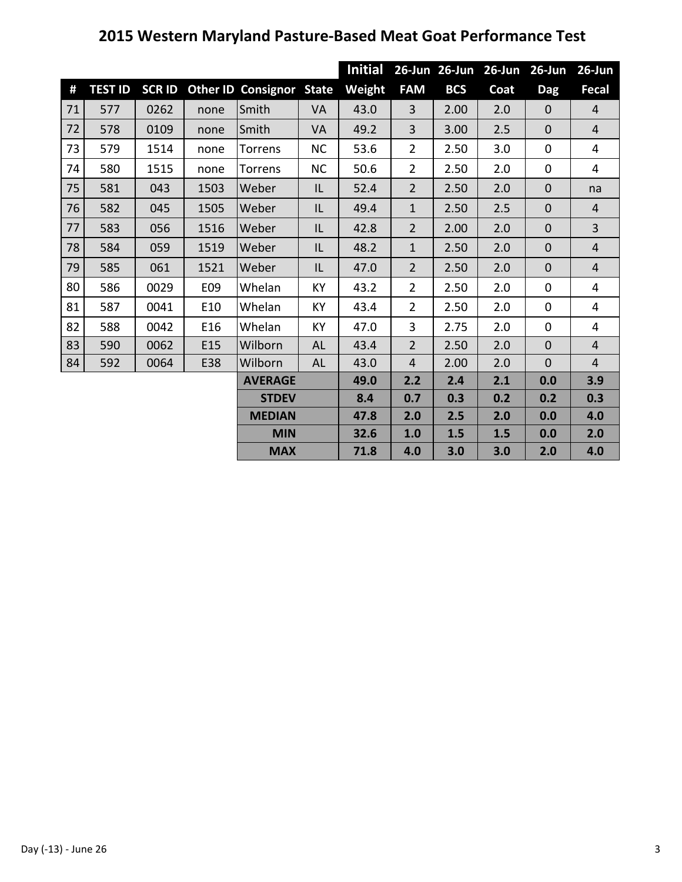# 2015 Western Maryland Pasture-Based Meat Goat Performance Test

| | | | | | | Initial | 26-Jun | 26-Jun | 26-Jun | 26-Jun | 26-Jun |
|---|---|---|---|---|---|---|---|---|---|---|---|
| # | TEST ID | SCR ID | Other ID | Consignor | State | Weight | FAM | BCS | Coat | Dag | Fecal |
| 71 | 577 | 0262 | none | Smith | VA | 43.0 | 3 | 2.00 | 2.0 | 0 | 4 |
| 72 | 578 | 0109 | none | Smith | VA | 49.2 | 3 | 3.00 | 2.5 | 0 | 4 |
| 73 | 579 | 1514 | none | Torrens | NC | 53.6 | 2 | 2.50 | 3.0 | 0 | 4 |
| 74 | 580 | 1515 | none | Torrens | NC | 50.6 | 2 | 2.50 | 2.0 | 0 | 4 |
| 75 | 581 | 043 | 1503 | Weber | IL | 52.4 | 2 | 2.50 | 2.0 | 0 | na |
| 76 | 582 | 045 | 1505 | Weber | IL | 49.4 | 1 | 2.50 | 2.5 | 0 | 4 |
| 77 | 583 | 056 | 1516 | Weber | IL | 42.8 | 2 | 2.00 | 2.0 | 0 | 3 |
| 78 | 584 | 059 | 1519 | Weber | IL | 48.2 | 1 | 2.50 | 2.0 | 0 | 4 |
| 79 | 585 | 061 | 1521 | Weber | IL | 47.0 | 2 | 2.50 | 2.0 | 0 | 4 |
| 80 | 586 | 0029 | E09 | Whelan | KY | 43.2 | 2 | 2.50 | 2.0 | 0 | 4 |
| 81 | 587 | 0041 | E10 | Whelan | KY | 43.4 | 2 | 2.50 | 2.0 | 0 | 4 |
| 82 | 588 | 0042 | E16 | Whelan | KY | 47.0 | 3 | 2.75 | 2.0 | 0 | 4 |
| 83 | 590 | 0062 | E15 | Wilborn | AL | 43.4 | 2 | 2.50 | 2.0 | 0 | 4 |
| 84 | 592 | 0064 | E38 | Wilborn | AL | 43.0 | 4 | 2.00 | 2.0 | 0 | 4 |
| | | | | AVERAGE | | 49.0 | 2.2 | 2.4 | 2.1 | 0.0 | 3.9 |
| | | | | STDEV | | 8.4 | 0.7 | 0.3 | 0.2 | 0.2 | 0.3 |
| | | | | MEDIAN | | 47.8 | 2.0 | 2.5 | 2.0 | 0.0 | 4.0 |
| | | | | MIN | | 32.6 | 1.0 | 1.5 | 1.5 | 0.0 | 2.0 |
| | | | | MAX | | 71.8 | 4.0 | 3.0 | 3.0 | 2.0 | 4.0 |

Day (-13) - June 26